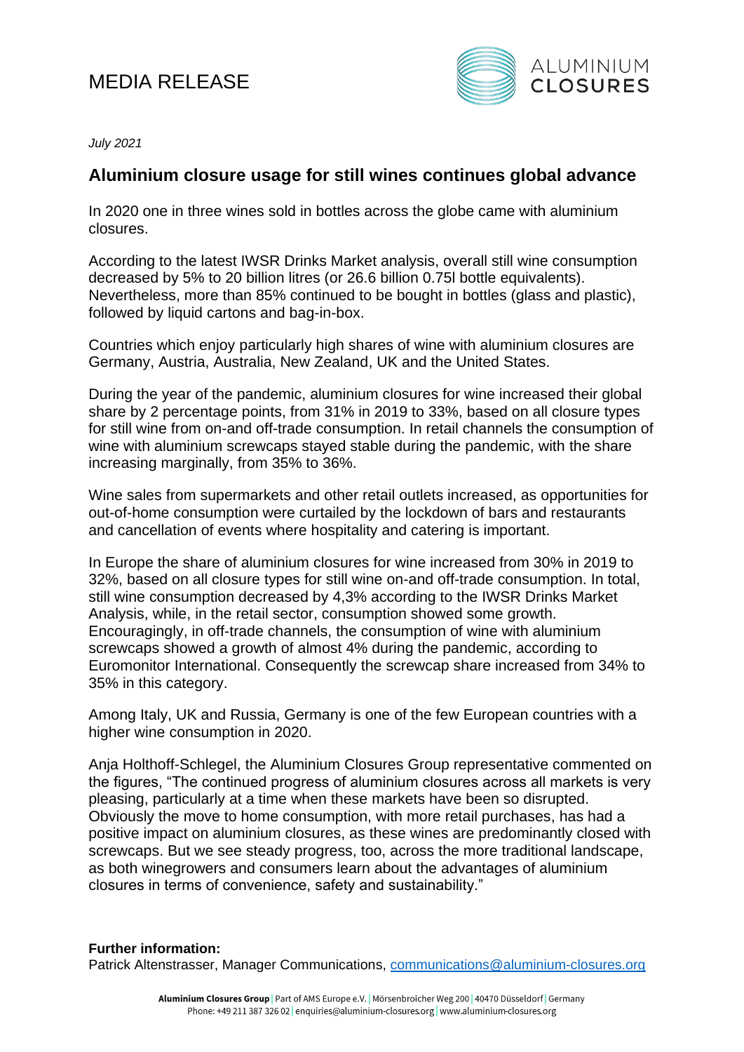# MEDIA RELEASE

ALUMINIUM CLOSURES

*July 2021*

## Aluminium closure usage for still wines continues global advance

In 2020 one in three wines sold in bottles across the globe came with aluminium closures.

According to the latest IWSR Drinks Market analysis, overall still wine consumption decreased by 5% to 20 billion litres (or 26.6 billion 0.75l bottle equivalents). Nevertheless, more than 85% continued to be bought in bottles (glass and plastic), followed by liquid cartons and bag-in-box.

Countries which enjoy particularly high shares of wine with aluminium closures are Germany, Austria, Australia, New Zealand, UK and the United States.

During the year of the pandemic, aluminium closures for wine increased their global share by 2 percentage points, from 31% in 2019 to 33%, based on all closure types for still wine from on-and off-trade consumption. In retail channels the consumption of wine with aluminium screwcaps stayed stable during the pandemic, with the share increasing marginally, from 35% to 36%.

Wine sales from supermarkets and other retail outlets increased, as opportunities for out-of-home consumption were curtailed by the lockdown of bars and restaurants and cancellation of events where hospitality and catering is important.

In Europe the share of aluminium closures for wine increased from 30% in 2019 to 32%, based on all closure types for still wine on-and off-trade consumption. In total, still wine consumption decreased by 4,3% according to the IWSR Drinks Market Analysis, while, in the retail sector, consumption showed some growth. Encouragingly, in off-trade channels, the consumption of wine with aluminium screwcaps showed a growth of almost 4% during the pandemic, according to Euromonitor International. Consequently the screwcap share increased from 34% to 35% in this category.

Among Italy, UK and Russia, Germany is one of the few European countries with a higher wine consumption in 2020.

Anja Holthoff-Schlegel, the Aluminium Closures Group representative commented on the figures, "The continued progress of aluminium closures across all markets is very pleasing, particularly at a time when these markets have been so disrupted. Obviously the move to home consumption, with more retail purchases, has had a positive impact on aluminium closures, as these wines are predominantly closed with screwcaps. But we see steady progress, too, across the more traditional landscape, as both winegrowers and consumers learn about the advantages of aluminium closures in terms of convenience, safety and sustainability."

**Further information:**
Patrick Altenstrasser, Manager Communications, communications@aluminium-closures.org

**Aluminium Closures Group** | Part of AMS Europe e.V. | Mörsenbroicher Weg 200 | 40470 Düsseldorf | Germany
Phone: +49 211 387 326 02 | enquiries@aluminium-closures.org | www.aluminium-closures.org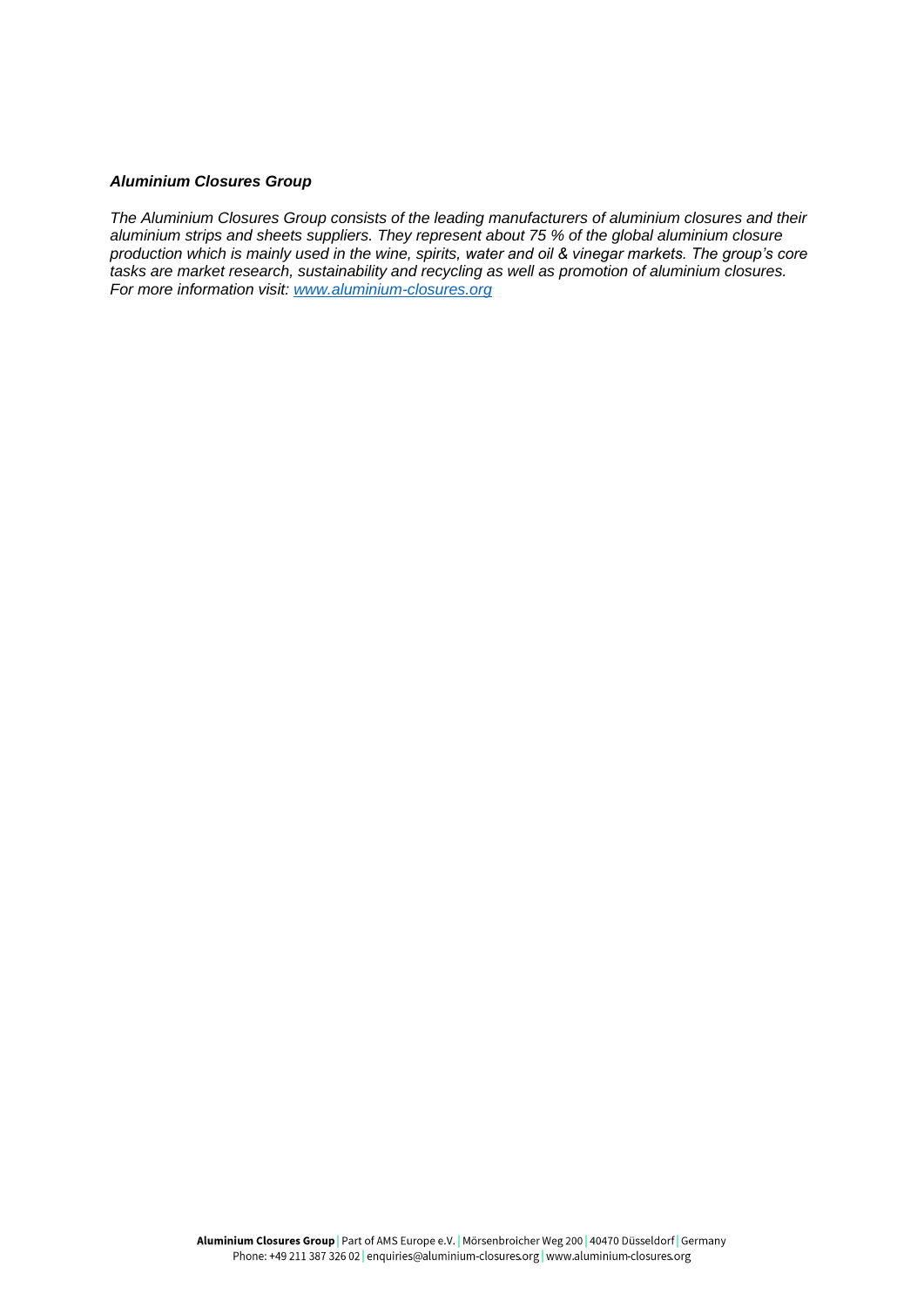***Aluminium Closures Group***

*The Aluminium Closures Group consists of the leading manufacturers of aluminium closures and their aluminium strips and sheets suppliers. They represent about 75 % of the global aluminium closure production which is mainly used in the wine, spirits, water and oil & vinegar markets. The group's core tasks are market research, sustainability and recycling as well as promotion of aluminium closures. For more information visit: [www.aluminium-closures.org](http://www.aluminium-closures.org)*